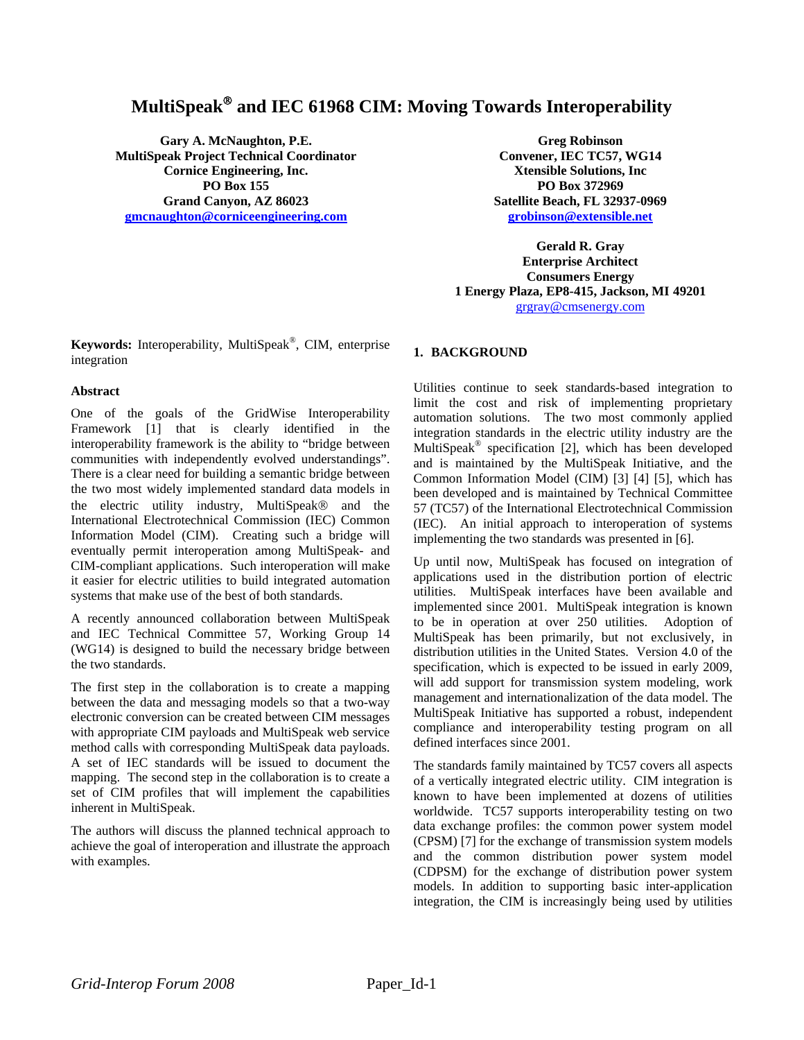# MultiSpeak® and IEC 61968 CIM: Moving Towards Interoperability

**Gary A. McNaughton, P.E.**
**MultiSpeak Project Technical Coordinator**
**Cornice Engineering, Inc.**
**PO Box 155**
**Grand Canyon, AZ 86023**
**gmcnaughton@corniceengineering.com**

**Greg Robinson**
**Convener, IEC TC57, WG14**
**Xtensible Solutions, Inc**
**PO Box 372969**
**Satellite Beach, FL 32937-0969**
**grobinson@extensible.net**

**Gerald R. Gray**
**Enterprise Architect**
**Consumers Energy**
**1 Energy Plaza, EP8-415, Jackson, MI 49201**
grgray@cmsenergy.com

**Keywords:** Interoperability, MultiSpeak®, CIM, enterprise integration

### Abstract

One of the goals of the GridWise Interoperability Framework [1] that is clearly identified in the interoperability framework is the ability to "bridge between communities with independently evolved understandings". There is a clear need for building a semantic bridge between the two most widely implemented standard data models in the electric utility industry, MultiSpeak® and the International Electrotechnical Commission (IEC) Common Information Model (CIM). Creating such a bridge will eventually permit interoperation among MultiSpeak- and CIM-compliant applications. Such interoperation will make it easier for electric utilities to build integrated automation systems that make use of the best of both standards.

A recently announced collaboration between MultiSpeak and IEC Technical Committee 57, Working Group 14 (WG14) is designed to build the necessary bridge between the two standards.

The first step in the collaboration is to create a mapping between the data and messaging models so that a two-way electronic conversion can be created between CIM messages with appropriate CIM payloads and MultiSpeak web service method calls with corresponding MultiSpeak data payloads. A set of IEC standards will be issued to document the mapping. The second step in the collaboration is to create a set of CIM profiles that will implement the capabilities inherent in MultiSpeak.

The authors will discuss the planned technical approach to achieve the goal of interoperation and illustrate the approach with examples.

## 1. BACKGROUND

Utilities continue to seek standards-based integration to limit the cost and risk of implementing proprietary automation solutions. The two most commonly applied integration standards in the electric utility industry are the MultiSpeak® specification [2], which has been developed and is maintained by the MultiSpeak Initiative, and the Common Information Model (CIM) [3] [4] [5], which has been developed and is maintained by Technical Committee 57 (TC57) of the International Electrotechnical Commission (IEC). An initial approach to interoperation of systems implementing the two standards was presented in [6].

Up until now, MultiSpeak has focused on integration of applications used in the distribution portion of electric utilities. MultiSpeak interfaces have been available and implemented since 2001. MultiSpeak integration is known to be in operation at over 250 utilities. Adoption of MultiSpeak has been primarily, but not exclusively, in distribution utilities in the United States. Version 4.0 of the specification, which is expected to be issued in early 2009, will add support for transmission system modeling, work management and internationalization of the data model. The MultiSpeak Initiative has supported a robust, independent compliance and interoperability testing program on all defined interfaces since 2001.

The standards family maintained by TC57 covers all aspects of a vertically integrated electric utility. CIM integration is known to have been implemented at dozens of utilities worldwide. TC57 supports interoperability testing on two data exchange profiles: the common power system model (CPSM) [7] for the exchange of transmission system models and the common distribution power system model (CDPSM) for the exchange of distribution power system models. In addition to supporting basic inter-application integration, the CIM is increasingly being used by utilities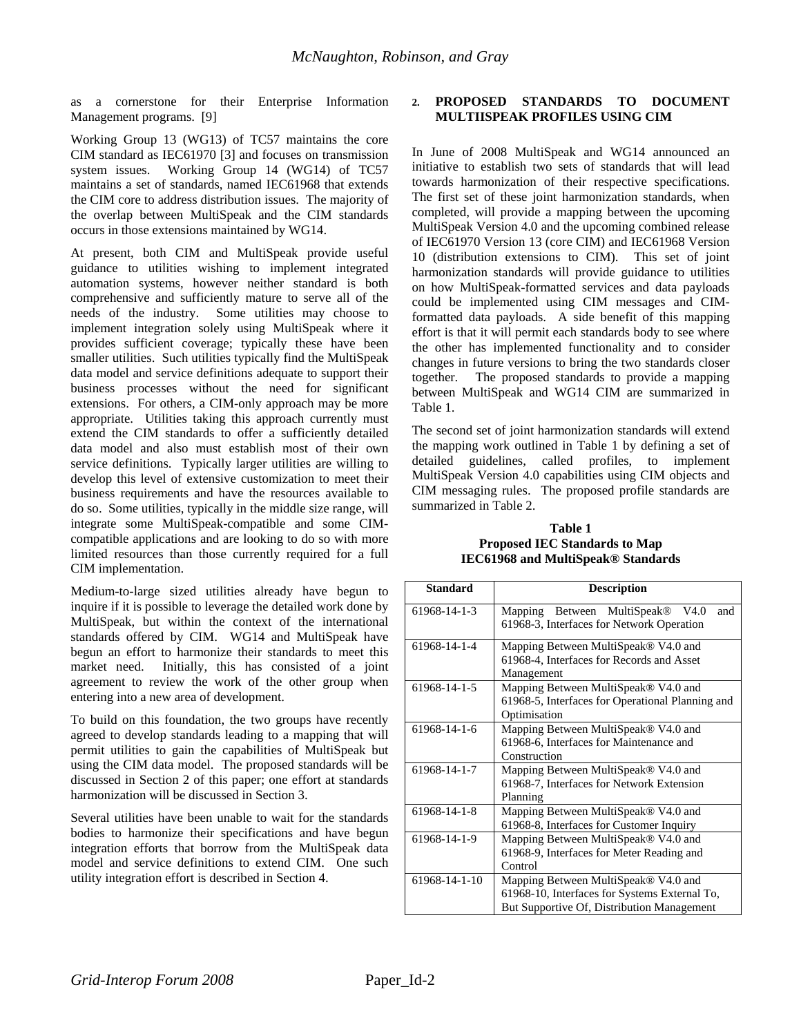as a cornerstone for their Enterprise Information Management programs. [9]

Working Group 13 (WG13) of TC57 maintains the core CIM standard as IEC61970 [3] and focuses on transmission system issues. Working Group 14 (WG14) of TC57 maintains a set of standards, named IEC61968 that extends the CIM core to address distribution issues. The majority of the overlap between MultiSpeak and the CIM standards occurs in those extensions maintained by WG14.

At present, both CIM and MultiSpeak provide useful guidance to utilities wishing to implement integrated automation systems, however neither standard is both comprehensive and sufficiently mature to serve all of the needs of the industry. Some utilities may choose to implement integration solely using MultiSpeak where it provides sufficient coverage; typically these have been smaller utilities. Such utilities typically find the MultiSpeak data model and service definitions adequate to support their business processes without the need for significant extensions. For others, a CIM-only approach may be more appropriate. Utilities taking this approach currently must extend the CIM standards to offer a sufficiently detailed data model and also must establish most of their own service definitions. Typically larger utilities are willing to develop this level of extensive customization to meet their business requirements and have the resources available to do so. Some utilities, typically in the middle size range, will integrate some MultiSpeak-compatible and some CIM-compatible applications and are looking to do so with more limited resources than those currently required for a full CIM implementation.

Medium-to-large sized utilities already have begun to inquire if it is possible to leverage the detailed work done by MultiSpeak, but within the context of the international standards offered by CIM. WG14 and MultiSpeak have begun an effort to harmonize their standards to meet this market need. Initially, this has consisted of a joint agreement to review the work of the other group when entering into a new area of development.

To build on this foundation, the two groups have recently agreed to develop standards leading to a mapping that will permit utilities to gain the capabilities of MultiSpeak but using the CIM data model. The proposed standards will be discussed in Section 2 of this paper; one effort at standards harmonization will be discussed in Section 3.

Several utilities have been unable to wait for the standards bodies to harmonize their specifications and have begun integration efforts that borrow from the MultiSpeak data model and service definitions to extend CIM. One such utility integration effort is described in Section 4.

## 2. PROPOSED STANDARDS TO DOCUMENT MULTIISPEAK PROFILES USING CIM

In June of 2008 MultiSpeak and WG14 announced an initiative to establish two sets of standards that will lead towards harmonization of their respective specifications. The first set of these joint harmonization standards, when completed, will provide a mapping between the upcoming MultiSpeak Version 4.0 and the upcoming combined release of IEC61970 Version 13 (core CIM) and IEC61968 Version 10 (distribution extensions to CIM). This set of joint harmonization standards will provide guidance to utilities on how MultiSpeak-formatted services and data payloads could be implemented using CIM messages and CIM-formatted data payloads. A side benefit of this mapping effort is that it will permit each standards body to see where the other has implemented functionality and to consider changes in future versions to bring the two standards closer together. The proposed standards to provide a mapping between MultiSpeak and WG14 CIM are summarized in Table 1.

The second set of joint harmonization standards will extend the mapping work outlined in Table 1 by defining a set of detailed guidelines, called profiles, to implement MultiSpeak Version 4.0 capabilities using CIM objects and CIM messaging rules. The proposed profile standards are summarized in Table 2.

**Table 1**
**Proposed IEC Standards to Map IEC61968 and MultiSpeak® Standards**

| Standard | Description |
|---|---|
| 61968-14-1-3 | Mapping Between MultiSpeak® V4.0 and 61968-3, Interfaces for Network Operation |
| 61968-14-1-4 | Mapping Between MultiSpeak® V4.0 and 61968-4, Interfaces for Records and Asset Management |
| 61968-14-1-5 | Mapping Between MultiSpeak® V4.0 and 61968-5, Interfaces for Operational Planning and Optimisation |
| 61968-14-1-6 | Mapping Between MultiSpeak® V4.0 and 61968-6, Interfaces for Maintenance and Construction |
| 61968-14-1-7 | Mapping Between MultiSpeak® V4.0 and 61968-7, Interfaces for Network Extension Planning |
| 61968-14-1-8 | Mapping Between MultiSpeak® V4.0 and 61968-8, Interfaces for Customer Inquiry |
| 61968-14-1-9 | Mapping Between MultiSpeak® V4.0 and 61968-9, Interfaces for Meter Reading and Control |
| 61968-14-1-10 | Mapping Between MultiSpeak® V4.0 and 61968-10, Interfaces for Systems External To, But Supportive Of, Distribution Management |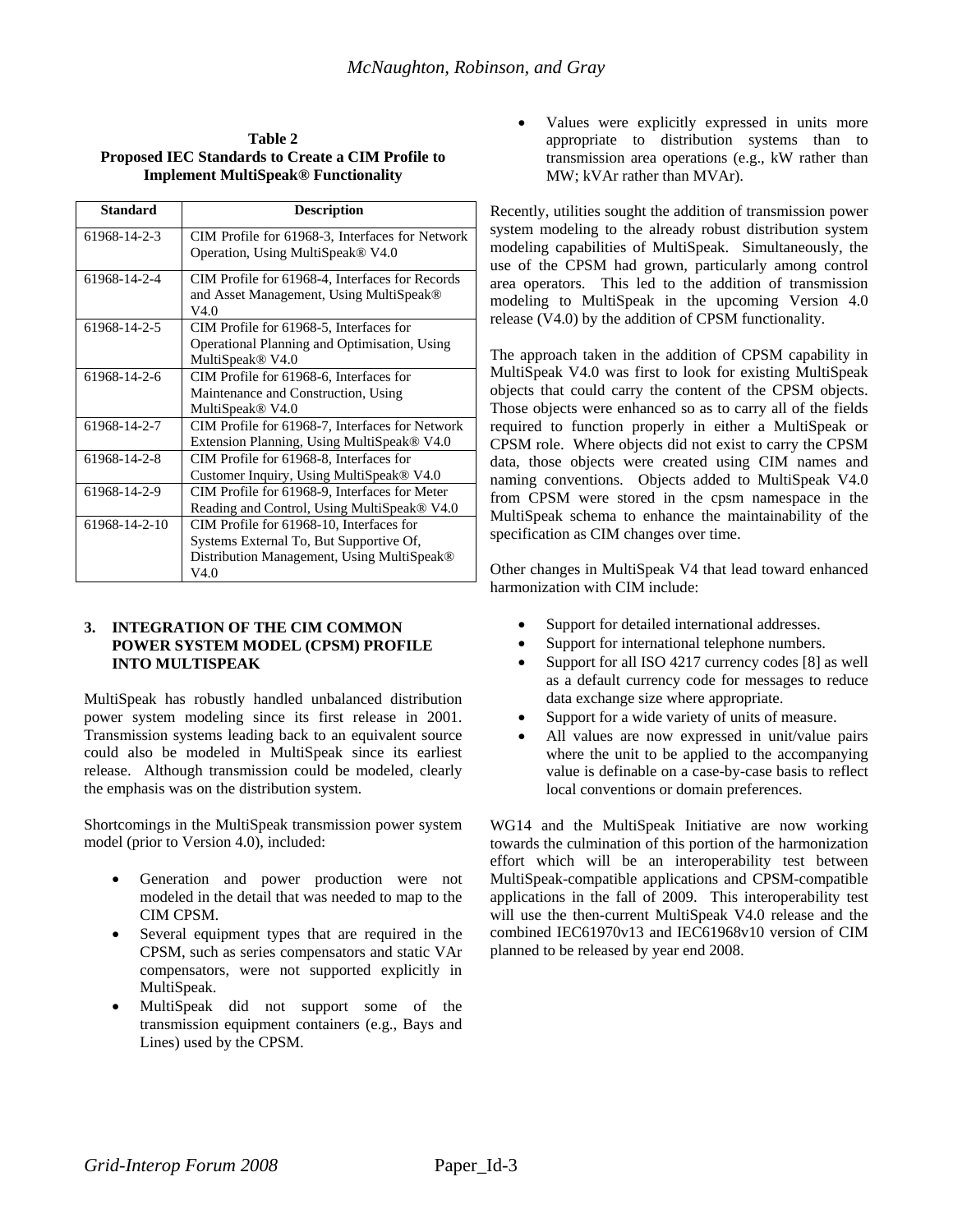**Table 2**
**Proposed IEC Standards to Create a CIM Profile to Implement MultiSpeak® Functionality**

| Standard | Description |
|---|---|
| 61968-14-2-3 | CIM Profile for 61968-3, Interfaces for Network Operation, Using MultiSpeak® V4.0 |
| 61968-14-2-4 | CIM Profile for 61968-4, Interfaces for Records and Asset Management, Using MultiSpeak® V4.0 |
| 61968-14-2-5 | CIM Profile for 61968-5, Interfaces for Operational Planning and Optimisation, Using MultiSpeak® V4.0 |
| 61968-14-2-6 | CIM Profile for 61968-6, Interfaces for Maintenance and Construction, Using MultiSpeak® V4.0 |
| 61968-14-2-7 | CIM Profile for 61968-7, Interfaces for Network Extension Planning, Using MultiSpeak® V4.0 |
| 61968-14-2-8 | CIM Profile for 61968-8, Interfaces for Customer Inquiry, Using MultiSpeak® V4.0 |
| 61968-14-2-9 | CIM Profile for 61968-9, Interfaces for Meter Reading and Control, Using MultiSpeak® V4.0 |
| 61968-14-2-10 | CIM Profile for 61968-10, Interfaces for Systems External To, But Supportive Of, Distribution Management, Using MultiSpeak® V4.0 |

## 3. INTEGRATION OF THE CIM COMMON POWER SYSTEM MODEL (CPSM) PROFILE INTO MULTISPEAK

MultiSpeak has robustly handled unbalanced distribution power system modeling since its first release in 2001. Transmission systems leading back to an equivalent source could also be modeled in MultiSpeak since its earliest release. Although transmission could be modeled, clearly the emphasis was on the distribution system.

Shortcomings in the MultiSpeak transmission power system model (prior to Version 4.0), included:

- Generation and power production were not modeled in the detail that was needed to map to the CIM CPSM.
- Several equipment types that are required in the CPSM, such as series compensators and static VAr compensators, were not supported explicitly in MultiSpeak.
- MultiSpeak did not support some of the transmission equipment containers (e.g., Bays and Lines) used by the CPSM.
- Values were explicitly expressed in units more appropriate to distribution systems than to transmission area operations (e.g., kW rather than MW; kVAr rather than MVAr).

Recently, utilities sought the addition of transmission power system modeling to the already robust distribution system modeling capabilities of MultiSpeak. Simultaneously, the use of the CPSM had grown, particularly among control area operators. This led to the addition of transmission modeling to MultiSpeak in the upcoming Version 4.0 release (V4.0) by the addition of CPSM functionality.

The approach taken in the addition of CPSM capability in MultiSpeak V4.0 was first to look for existing MultiSpeak objects that could carry the content of the CPSM objects. Those objects were enhanced so as to carry all of the fields required to function properly in either a MultiSpeak or CPSM role. Where objects did not exist to carry the CPSM data, those objects were created using CIM names and naming conventions. Objects added to MultiSpeak V4.0 from CPSM were stored in the cpsm namespace in the MultiSpeak schema to enhance the maintainability of the specification as CIM changes over time.

Other changes in MultiSpeak V4 that lead toward enhanced harmonization with CIM include:

- Support for detailed international addresses.
- Support for international telephone numbers.
- Support for all ISO 4217 currency codes [8] as well as a default currency code for messages to reduce data exchange size where appropriate.
- Support for a wide variety of units of measure.
- All values are now expressed in unit/value pairs where the unit to be applied to the accompanying value is definable on a case-by-case basis to reflect local conventions or domain preferences.

WG14 and the MultiSpeak Initiative are now working towards the culmination of this portion of the harmonization effort which will be an interoperability test between MultiSpeak-compatible applications and CPSM-compatible applications in the fall of 2009. This interoperability test will use the then-current MultiSpeak V4.0 release and the combined IEC61970v13 and IEC61968v10 version of CIM planned to be released by year end 2008.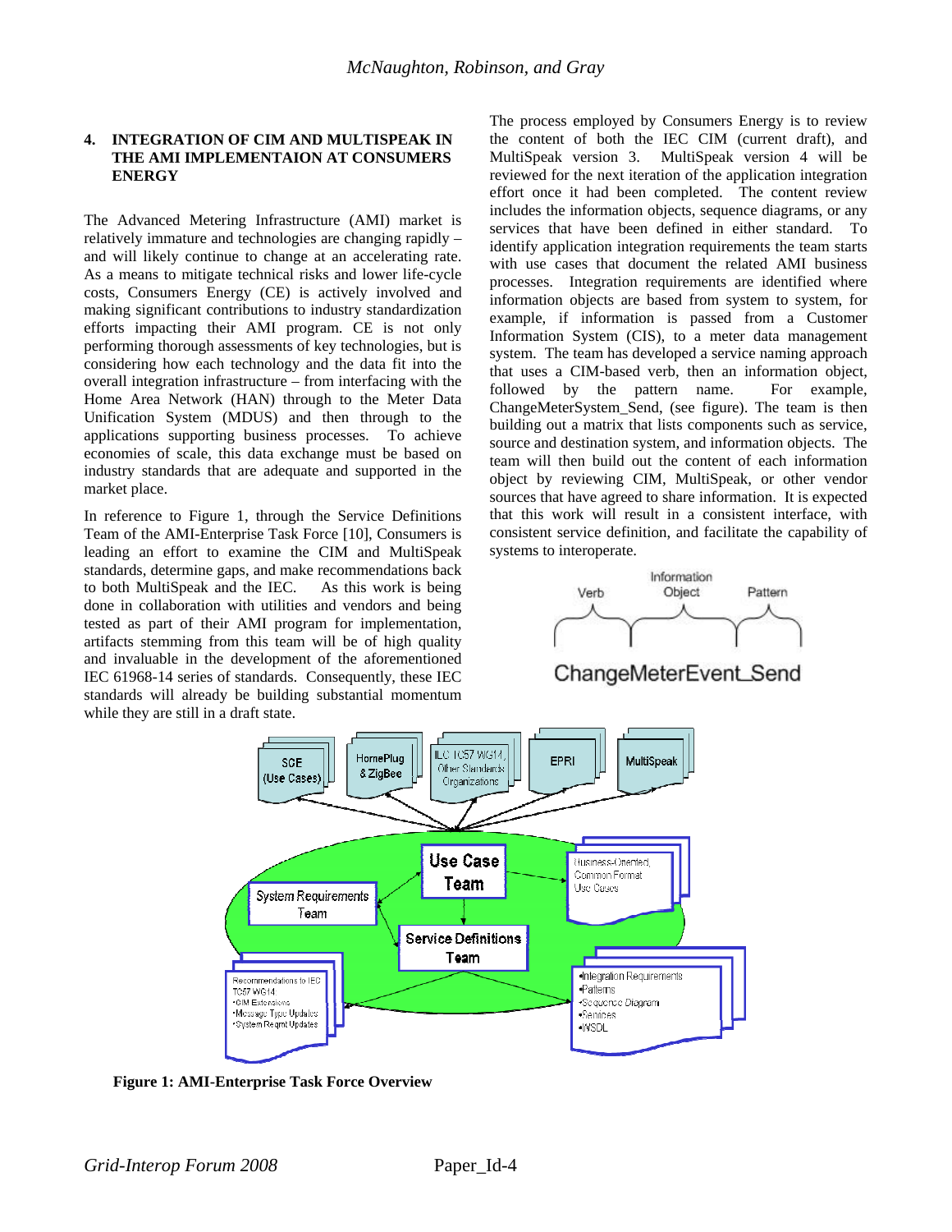## 4. INTEGRATION OF CIM AND MULTISPEAK IN THE AMI IMPLEMENTAION AT CONSUMERS ENERGY

The Advanced Metering Infrastructure (AMI) market is relatively immature and technologies are changing rapidly – and will likely continue to change at an accelerating rate. As a means to mitigate technical risks and lower life-cycle costs, Consumers Energy (CE) is actively involved and making significant contributions to industry standardization efforts impacting their AMI program. CE is not only performing thorough assessments of key technologies, but is considering how each technology and the data fit into the overall integration infrastructure – from interfacing with the Home Area Network (HAN) through to the Meter Data Unification System (MDUS) and then through to the applications supporting business processes. To achieve economies of scale, this data exchange must be based on industry standards that are adequate and supported in the market place.

In reference to Figure 1, through the Service Definitions Team of the AMI-Enterprise Task Force [10], Consumers is leading an effort to examine the CIM and MultiSpeak standards, determine gaps, and make recommendations back to both MultiSpeak and the IEC. As this work is being done in collaboration with utilities and vendors and being tested as part of their AMI program for implementation, artifacts stemming from this team will be of high quality and invaluable in the development of the aforementioned IEC 61968-14 series of standards. Consequently, these IEC standards will already be building substantial momentum while they are still in a draft state.

The process employed by Consumers Energy is to review the content of both the IEC CIM (current draft), and MultiSpeak version 3. MultiSpeak version 4 will be reviewed for the next iteration of the application integration effort once it had been completed. The content review includes the information objects, sequence diagrams, or any services that have been defined in either standard. To identify application integration requirements the team starts with use cases that document the related AMI business processes. Integration requirements are identified where information objects are based from system to system, for example, if information is passed from a Customer Information System (CIS), to a meter data management system. The team has developed a service naming approach that uses a CIM-based verb, then an information object, followed by the pattern name. For example, ChangeMeterSystem_Send, (see figure). The team is then building out a matrix that lists components such as service, source and destination system, and information objects. The team will then build out the content of each information object by reviewing CIM, MultiSpeak, or other vendor sources that have agreed to share information. It is expected that this work will result in a consistent interface, with consistent service definition, and facilitate the capability of systems to interoperate.

Verb | Information Object | Pattern

ChangeMeterEvent_Send

**Figure 1: AMI-Enterprise Task Force Overview**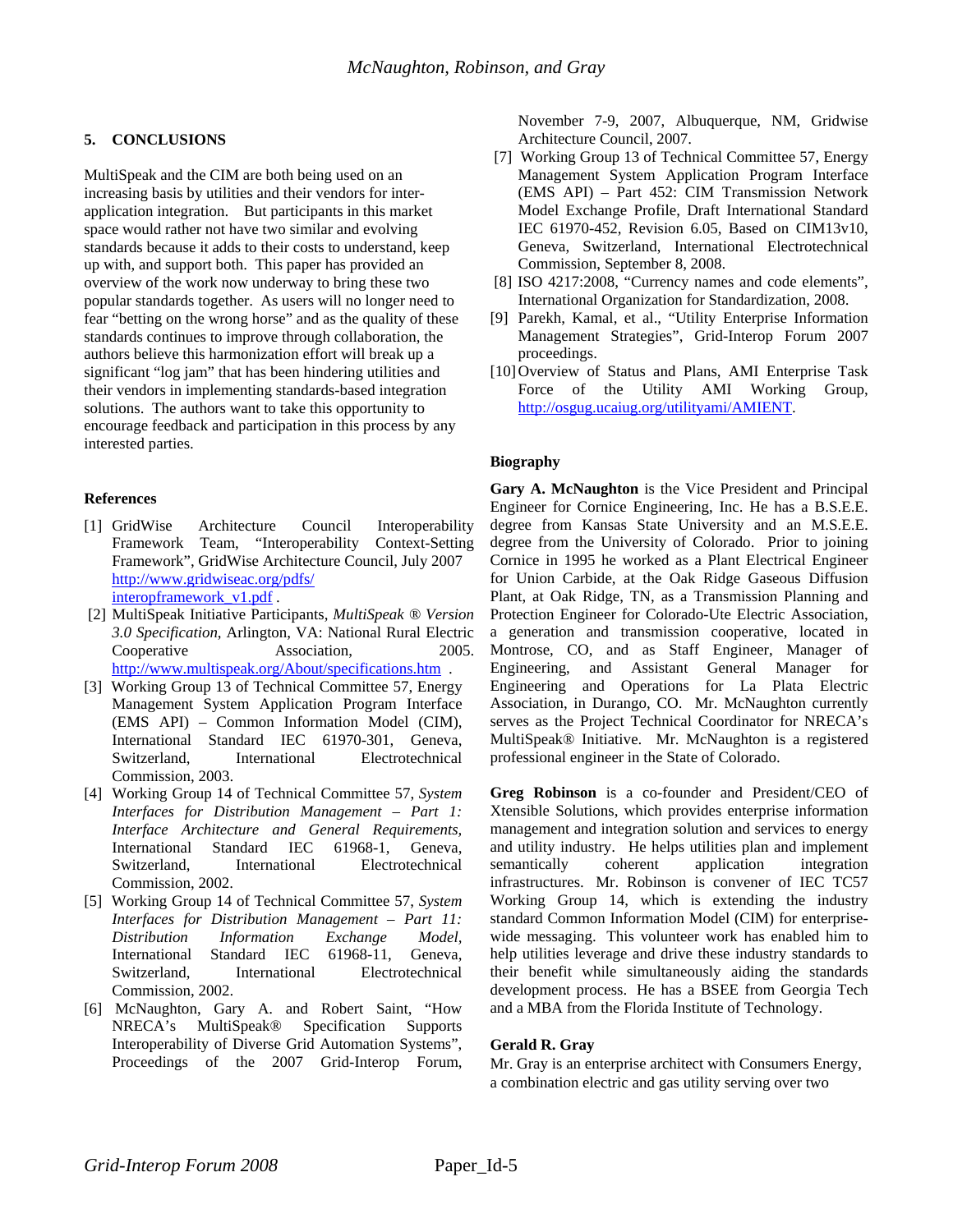## 5. CONCLUSIONS

MultiSpeak and the CIM are both being used on an increasing basis by utilities and their vendors for inter-application integration. But participants in this market space would rather not have two similar and evolving standards because it adds to their costs to understand, keep up with, and support both. This paper has provided an overview of the work now underway to bring these two popular standards together. As users will no longer need to fear "betting on the wrong horse" and as the quality of these standards continues to improve through collaboration, the authors believe this harmonization effort will break up a significant "log jam" that has been hindering utilities and their vendors in implementing standards-based integration solutions. The authors want to take this opportunity to encourage feedback and participation in this process by any interested parties.

### References

[1] GridWise Architecture Council Interoperability Framework Team, "Interoperability Context-Setting Framework", GridWise Architecture Council, July 2007 http://www.gridwiseac.org/pdfs/interopframework_v1.pdf .

[2] MultiSpeak Initiative Participants, *MultiSpeak ® Version 3.0 Specification*, Arlington, VA: National Rural Electric Cooperative Association, 2005. http://www.multispeak.org/About/specifications.htm .

[3] Working Group 13 of Technical Committee 57, Energy Management System Application Program Interface (EMS API) – Common Information Model (CIM), International Standard IEC 61970-301, Geneva, Switzerland, International Electrotechnical Commission, 2003.

[4] Working Group 14 of Technical Committee 57, *System Interfaces for Distribution Management – Part 1: Interface Architecture and General Requirements*, International Standard IEC 61968-1, Geneva, Switzerland, International Electrotechnical Commission, 2002.

[5] Working Group 14 of Technical Committee 57, *System Interfaces for Distribution Management – Part 11: Distribution Information Exchange Model*, International Standard IEC 61968-11, Geneva, Switzerland, International Electrotechnical Commission, 2002.

[6] McNaughton, Gary A. and Robert Saint, "How NRECA's MultiSpeak® Specification Supports Interoperability of Diverse Grid Automation Systems", Proceedings of the 2007 Grid-Interop Forum, November 7-9, 2007, Albuquerque, NM, Gridwise Architecture Council, 2007.

[7] Working Group 13 of Technical Committee 57, Energy Management System Application Program Interface (EMS API) – Part 452: CIM Transmission Network Model Exchange Profile, Draft International Standard IEC 61970-452, Revision 6.05, Based on CIM13v10, Geneva, Switzerland, International Electrotechnical Commission, September 8, 2008.

[8] ISO 4217:2008, "Currency names and code elements", International Organization for Standardization, 2008.

[9] Parekh, Kamal, et al., "Utility Enterprise Information Management Strategies", Grid-Interop Forum 2007 proceedings.

[10] Overview of Status and Plans, AMI Enterprise Task Force of the Utility AMI Working Group, http://osgug.ucaiug.org/utilityami/AMIENT.

### Biography

**Gary A. McNaughton** is the Vice President and Principal Engineer for Cornice Engineering, Inc. He has a B.S.E.E. degree from Kansas State University and an M.S.E.E. degree from the University of Colorado. Prior to joining Cornice in 1995 he worked as a Plant Electrical Engineer for Union Carbide, at the Oak Ridge Gaseous Diffusion Plant, at Oak Ridge, TN, as a Transmission Planning and Protection Engineer for Colorado-Ute Electric Association, a generation and transmission cooperative, located in Montrose, CO, and as Staff Engineer, Manager of Engineering, and Assistant General Manager for Engineering and Operations for La Plata Electric Association, in Durango, CO. Mr. McNaughton currently serves as the Project Technical Coordinator for NRECA's MultiSpeak® Initiative. Mr. McNaughton is a registered professional engineer in the State of Colorado.

**Greg Robinson** is a co-founder and President/CEO of Xtensible Solutions, which provides enterprise information management and integration solution and services to energy and utility industry. He helps utilities plan and implement semantically coherent application integration infrastructures. Mr. Robinson is convener of IEC TC57 Working Group 14, which is extending the industry standard Common Information Model (CIM) for enterprise-wide messaging. This volunteer work has enabled him to help utilities leverage and drive these industry standards to their benefit while simultaneously aiding the standards development process. He has a BSEE from Georgia Tech and a MBA from the Florida Institute of Technology.

**Gerald R. Gray**
Mr. Gray is an enterprise architect with Consumers Energy, a combination electric and gas utility serving over two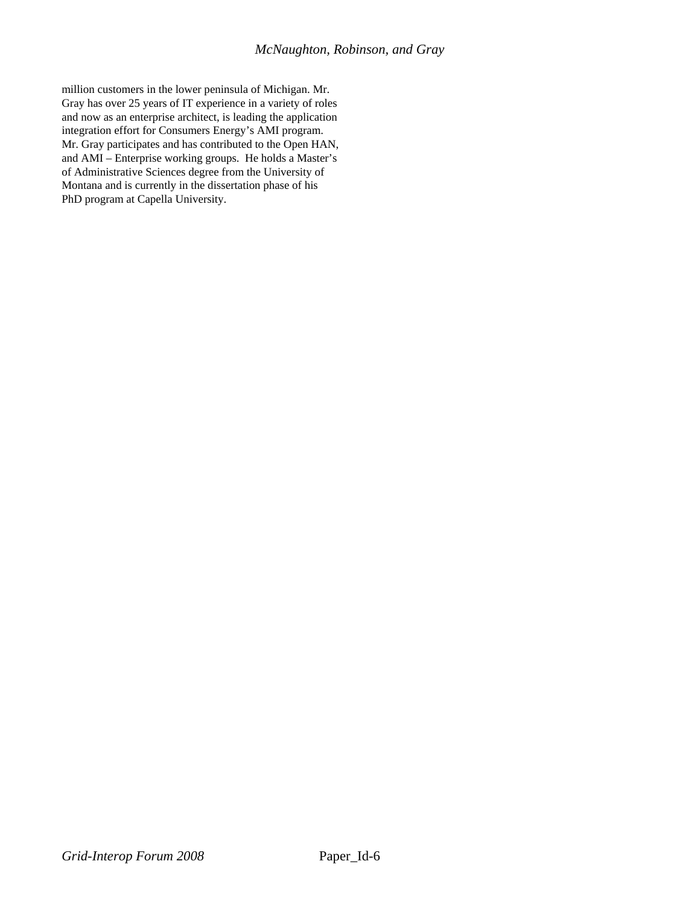million customers in the lower peninsula of Michigan. Mr. Gray has over 25 years of IT experience in a variety of roles and now as an enterprise architect, is leading the application integration effort for Consumers Energy's AMI program. Mr. Gray participates and has contributed to the Open HAN, and AMI – Enterprise working groups. He holds a Master's of Administrative Sciences degree from the University of Montana and is currently in the dissertation phase of his PhD program at Capella University.